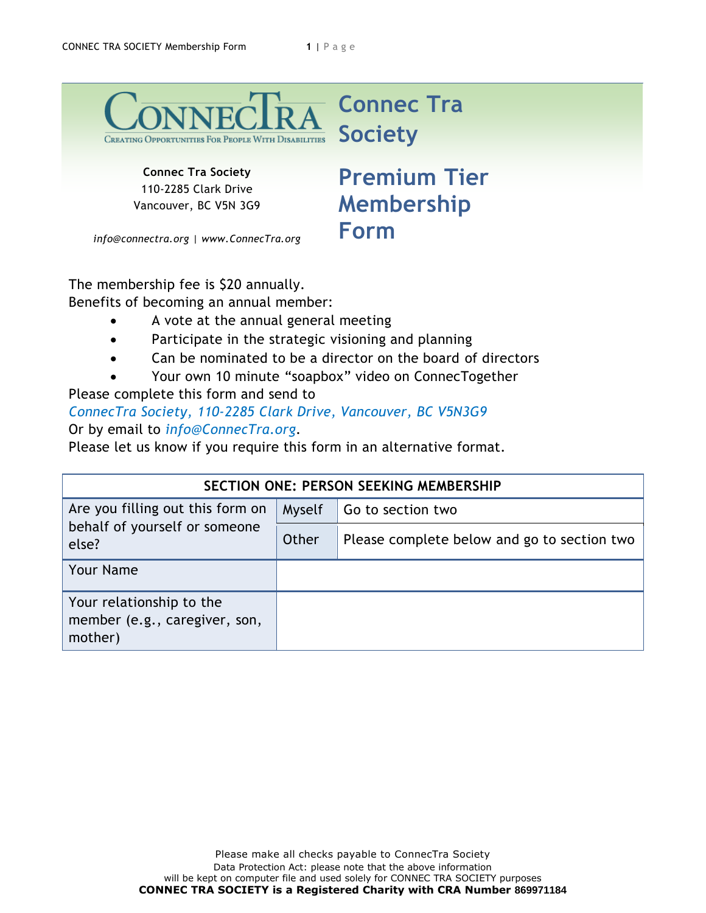# Connec Tra Society

**Connec Tra Society**
110-2285 Clark Drive
Vancouver, BC V5N 3G9

*info@connectra.org | www.ConnecTra.org*

# Premium Tier Membership Form

The membership fee is $20 annually.
Benefits of becoming an annual member:

- A vote at the annual general meeting
- Participate in the strategic visioning and planning
- Can be nominated to be a director on the board of directors
- Your own 10 minute "soapbox" video on ConnecTogether

Please complete this form and send to
*ConnecTra Society, 110-2285 Clark Drive, Vancouver, BC V5N3G9*
Or by email to *info@ConnecTra.org*.
Please let us know if you require this form in an alternative format.

| SECTION ONE: PERSON SEEKING MEMBERSHIP | | |
|---|---|---|
| Are you filling out this form on behalf of yourself or someone else? | Myself | Go to section two |
| | Other | Please complete below and go to section two |
| Your Name | | |
| Your relationship to the member (e.g., caregiver, son, mother) | | |

Please make all checks payable to ConnecTra Society
Data Protection Act: please note that the above information will be kept on computer file and used solely for CONNEC TRA SOCIETY purposes
**CONNEC TRA SOCIETY is a Registered Charity with CRA Number** 869971184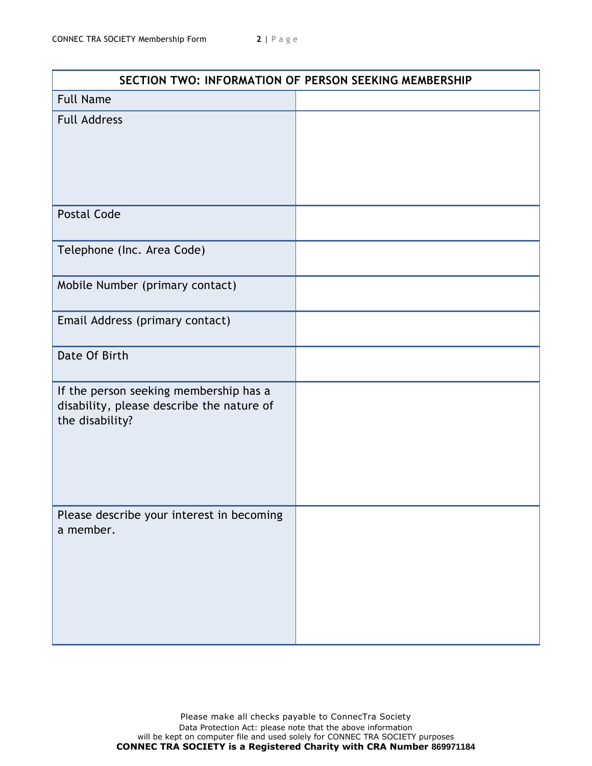| SECTION TWO: INFORMATION OF PERSON SEEKING MEMBERSHIP | |
|---|---|
| Full Name | |
| Full Address | |
| Postal Code | |
| Telephone (Inc. Area Code) | |
| Mobile Number (primary contact) | |
| Email Address (primary contact) | |
| Date Of Birth | |
| If the person seeking membership has a disability, please describe the nature of the disability? | |
| Please describe your interest in becoming a member. | |

Please make all checks payable to ConnecTra Society
Data Protection Act: please note that the above information will be kept on computer file and used solely for CONNEC TRA SOCIETY purposes
**CONNEC TRA SOCIETY is a Registered Charity with CRA Number 869971184**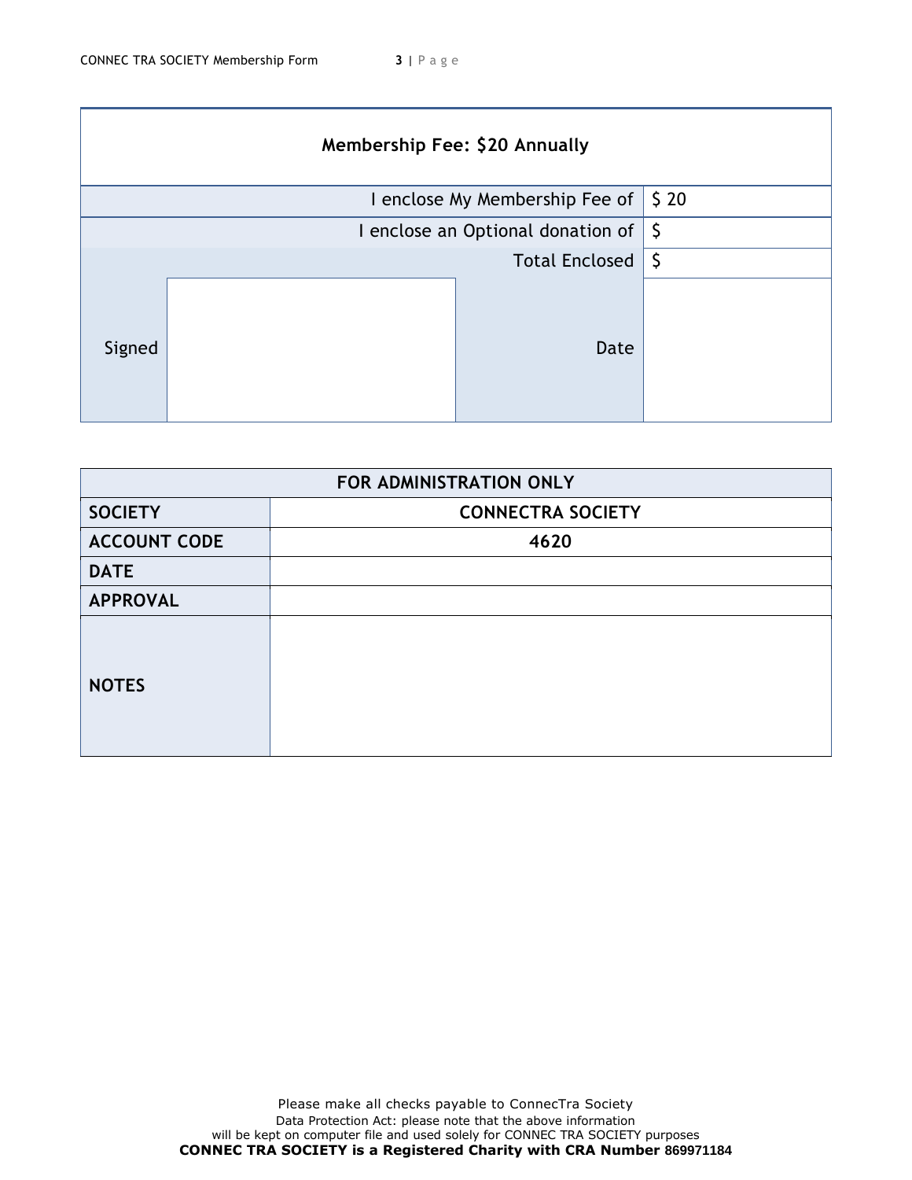| Membership Fee: $20 Annually | | | |
| --- | --- | --- | --- |
| | | I enclose My Membership Fee of | $ 20 |
| | | I enclose an Optional donation of | $ |
| | | Total Enclosed | $ |
| Signed | | Date | |

| FOR ADMINISTRATION ONLY | |
| --- | --- |
| **SOCIETY** | **CONNECTRA SOCIETY** |
| **ACCOUNT CODE** | **4620** |
| **DATE** | |
| **APPROVAL** | |
| **NOTES** | |

Please make all checks payable to ConnecTra Society
Data Protection Act: please note that the above information
will be kept on computer file and used solely for CONNEC TRA SOCIETY purposes
**CONNEC TRA SOCIETY is a Registered Charity with CRA Number 869971184**